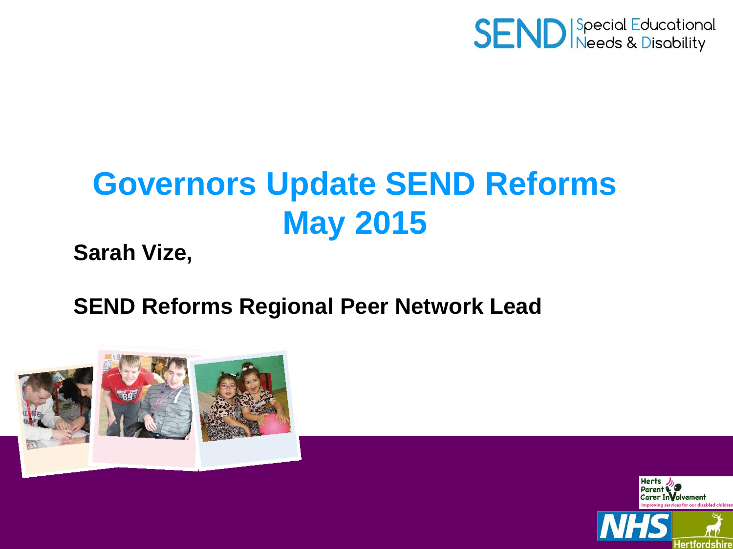SEND | Special Educational Needs & Disability

# Governors Update SEND Reforms May 2015

**Sarah Vize,**

**SEND Reforms Regional Peer Network Lead**

Herts Parent Carer Involvement – improving services for our disabled children

NHS

Hertfordshire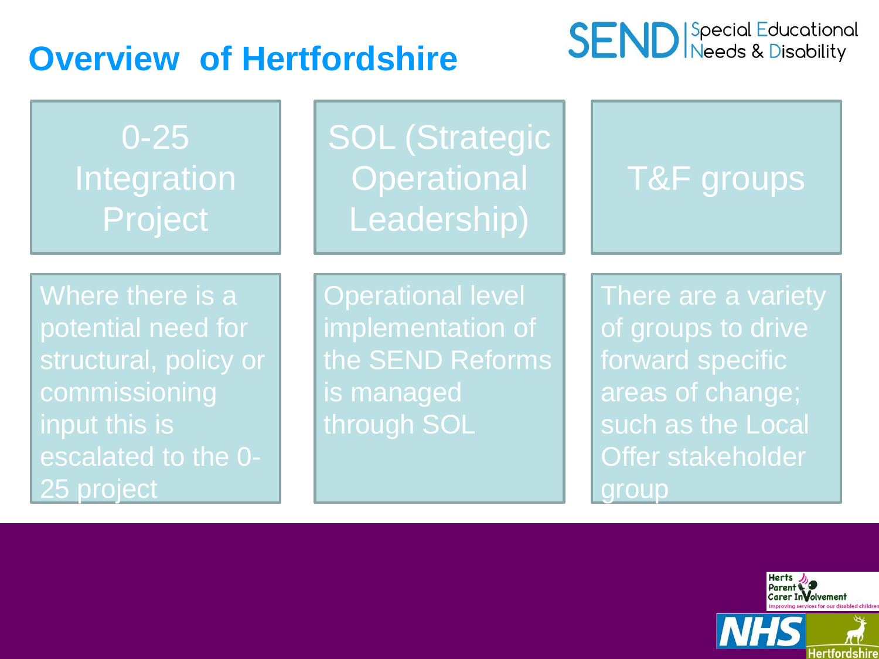# Overview of Hertfordshire

SEND | Special Educational Needs & Disability

| 0-25 Integration Project | SOL (Strategic Operational Leadership) | T&F groups |
| --- | --- | --- |
| Where there is a potential need for structural, policy or commissioning input this is escalated to the 0-25 project | Operational level implementation of the SEND Reforms is managed through SOL | There are a variety of groups to drive forward specific areas of change; such as the Local Offer stakeholder group |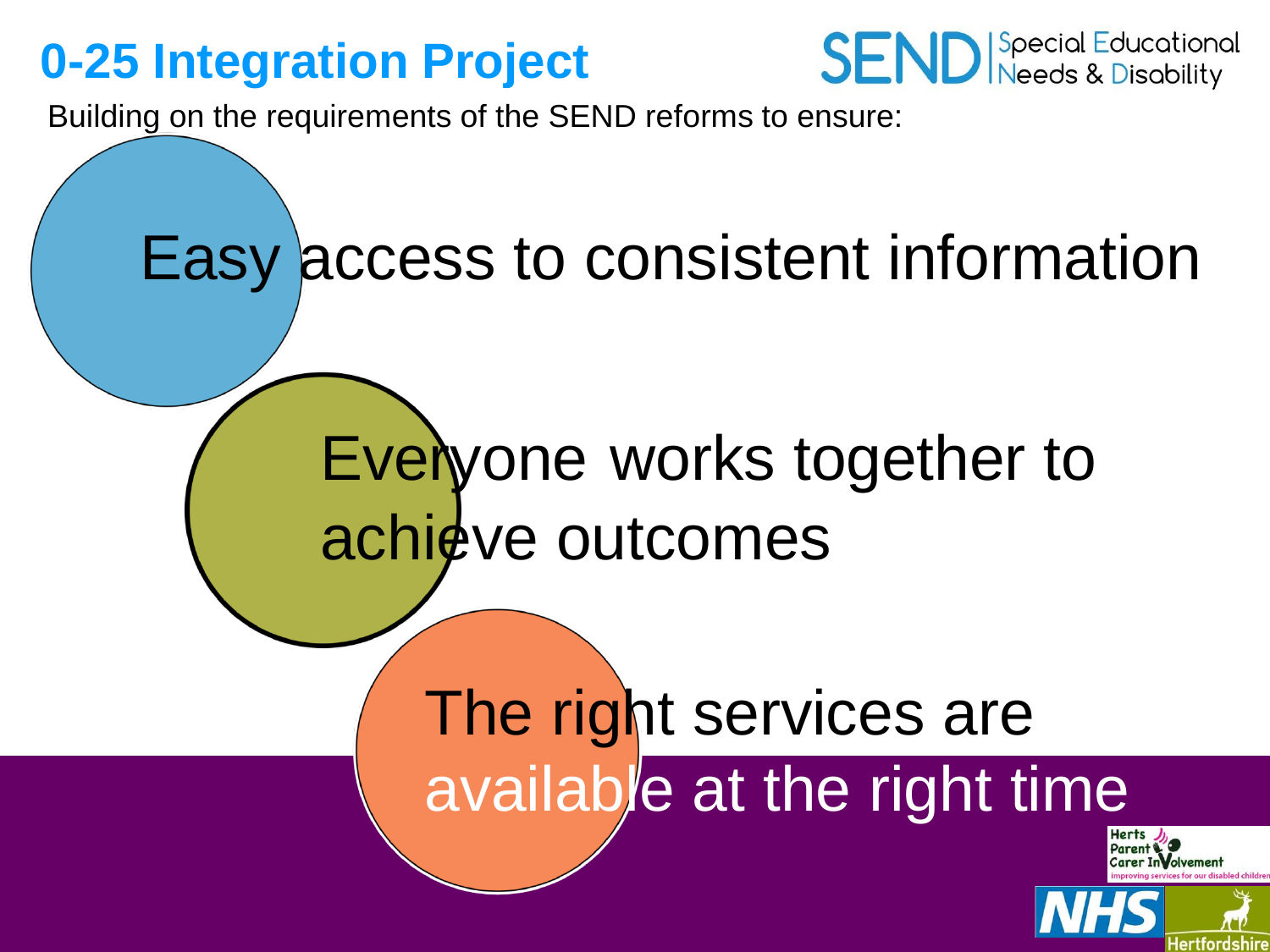# 0-25 Integration Project

SEND | Special Educational Needs & Disability

Building on the requirements of the SEND reforms to ensure:

- Easy access to consistent information
- Everyone works together to achieve outcomes
- The right services are available at the right time

Herts Parent Carer Involvement – improving services for our disabled children

NHS

Hertfordshire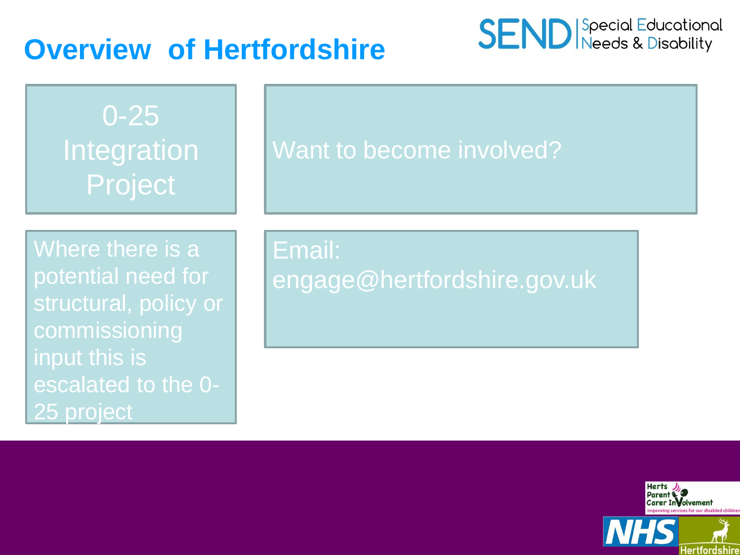# Overview of Hertfordshire

SEND | Special Educational Needs & Disability

0-25 Integration Project

Want to become involved?

Where there is a potential need for structural, policy or commissioning input this is escalated to the 0-25 project

Email: engage@hertfordshire.gov.uk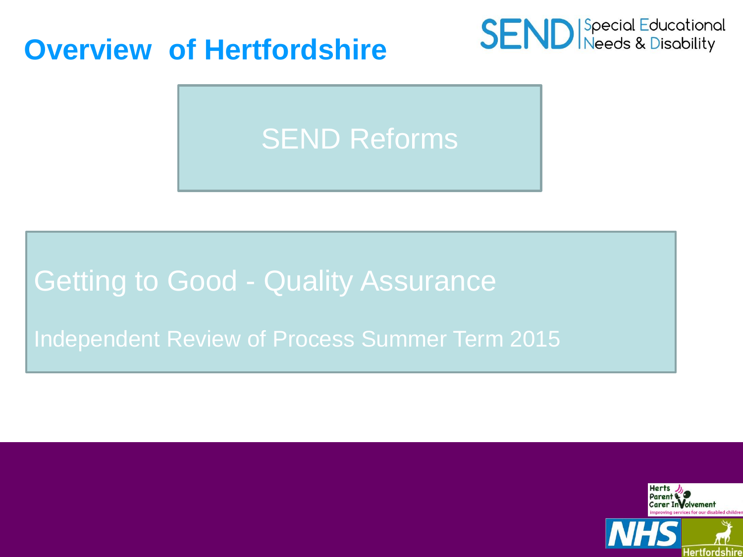# Overview of Hertfordshire

SEND Reforms

Getting to Good - Quality Assurance

Independent Review of Process Summer Term 2015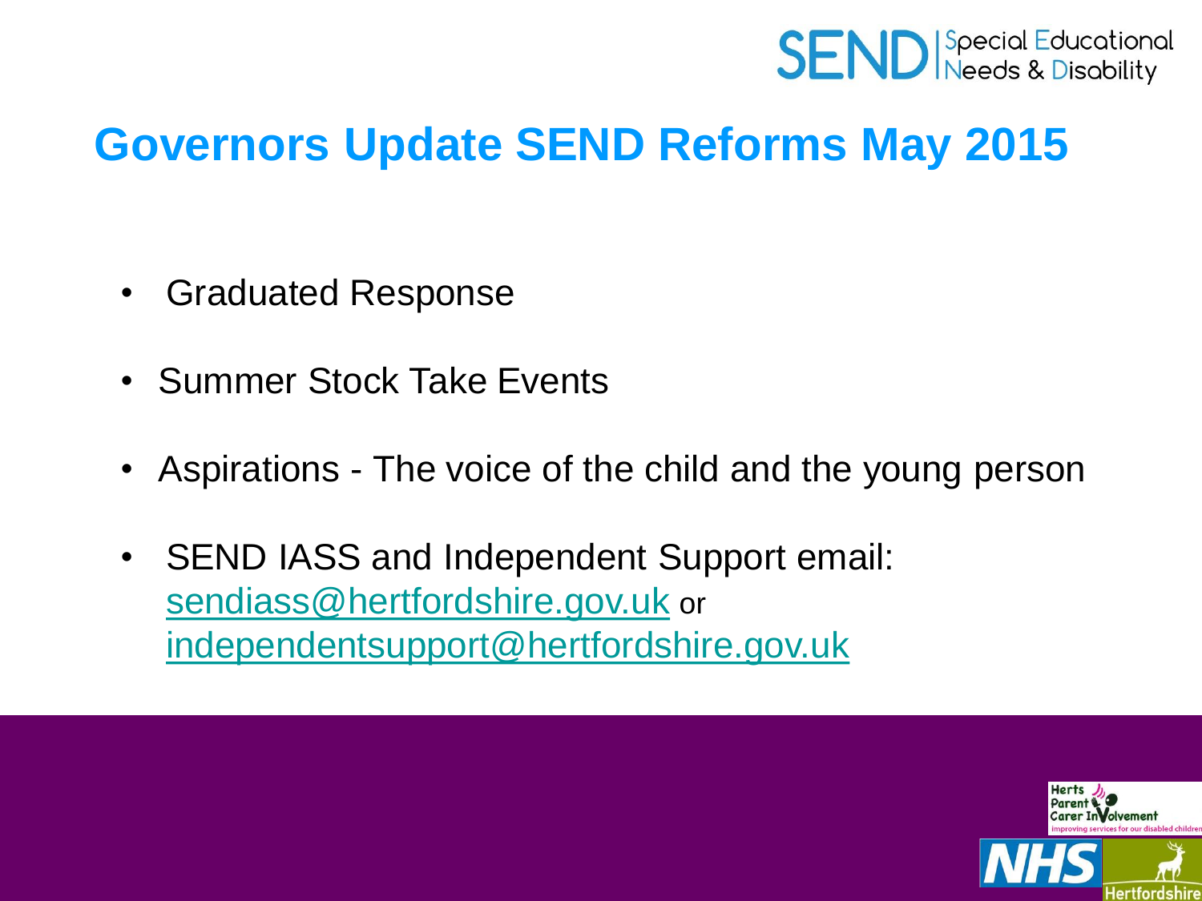# Governors Update SEND Reforms May 2015

- Graduated Response
- Summer Stock Take Events
- Aspirations - The voice of the child and the young person
- SEND IASS and Independent Support email: sendiass@hertfordshire.gov.uk or independentsupport@hertfordshire.gov.uk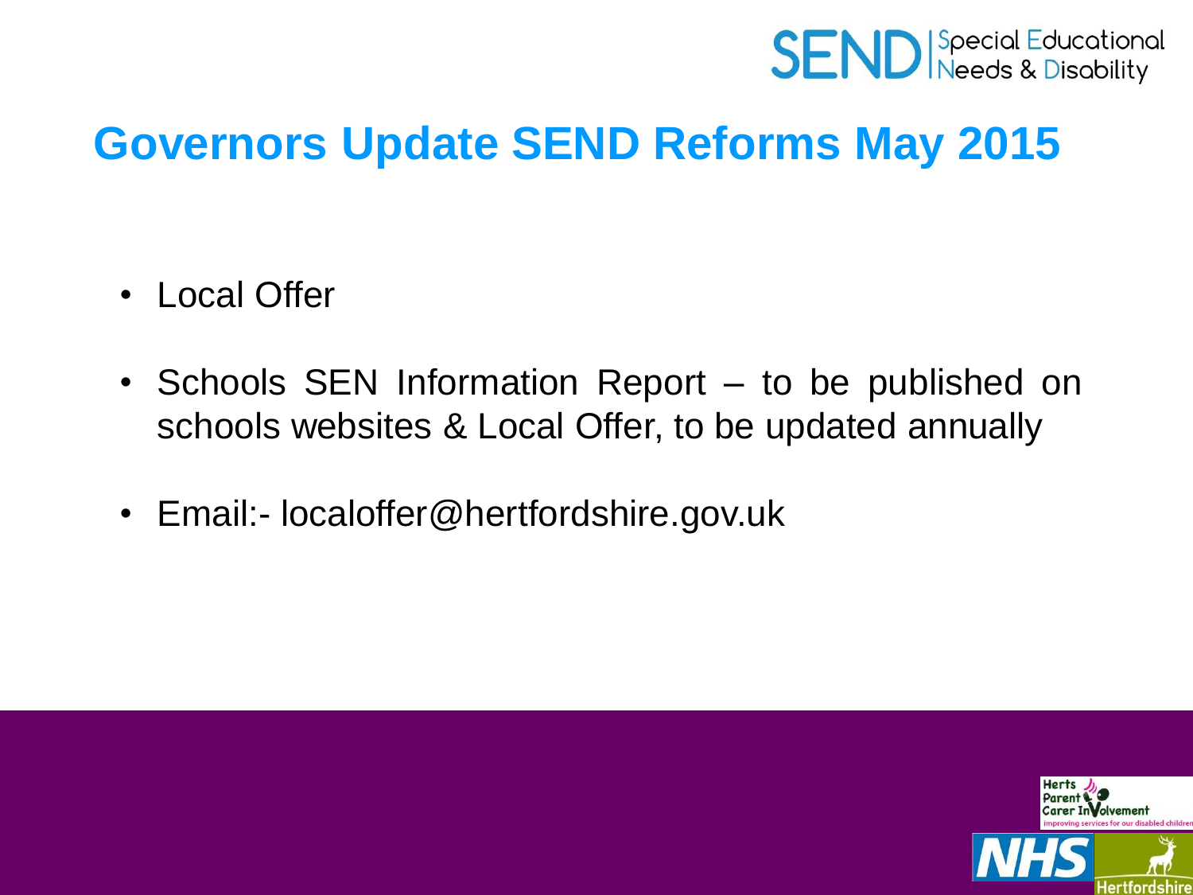# Governors Update SEND Reforms May 2015

- Local Offer
- Schools SEN Information Report – to be published on schools websites & Local Offer, to be updated annually
- Email:- localoffer@hertfordshire.gov.uk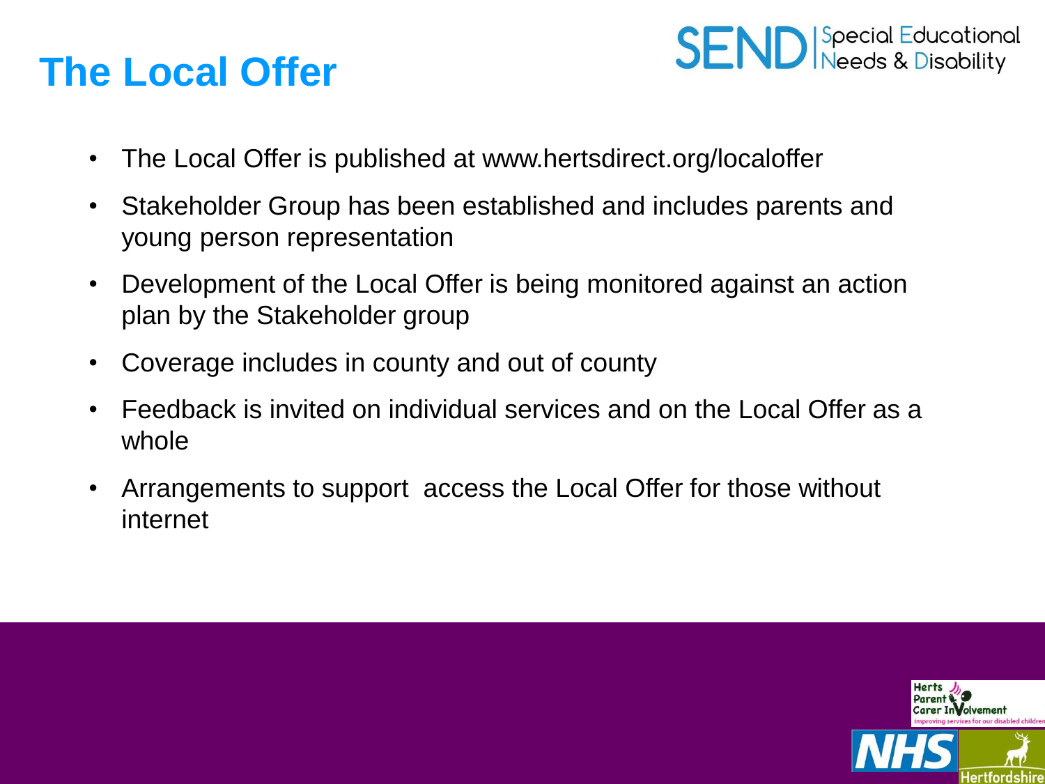# The Local Offer

- The Local Offer is published at www.hertsdirect.org/localoffer
- Stakeholder Group has been established and includes parents and young person representation
- Development of the Local Offer is being monitored against an action plan by the Stakeholder group
- Coverage includes in county and out of county
- Feedback is invited on individual services and on the Local Offer as a whole
- Arrangements to support  access the Local Offer for those without internet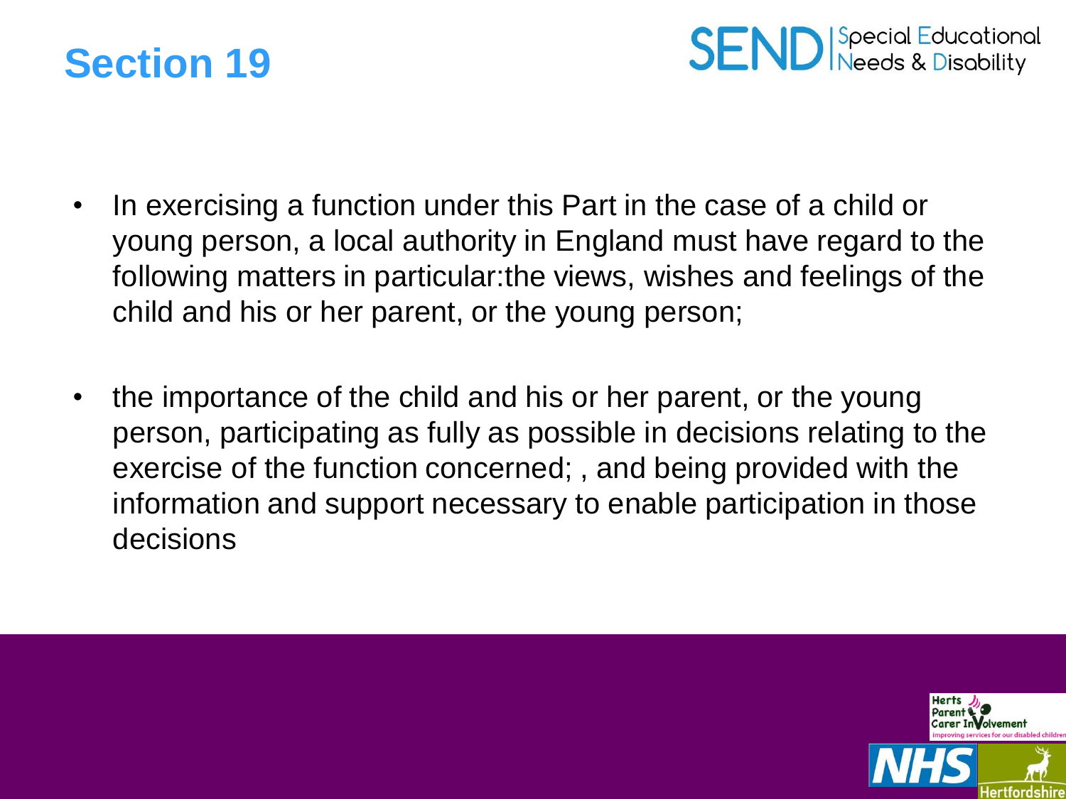# Section 19

- In exercising a function under this Part in the case of a child or young person, a local authority in England must have regard to the following matters in particular:the views, wishes and feelings of the child and his or her parent, or the young person;
- the importance of the child and his or her parent, or the young person, participating as fully as possible in decisions relating to the exercise of the function concerned; , and being provided with the information and support necessary to enable participation in those decisions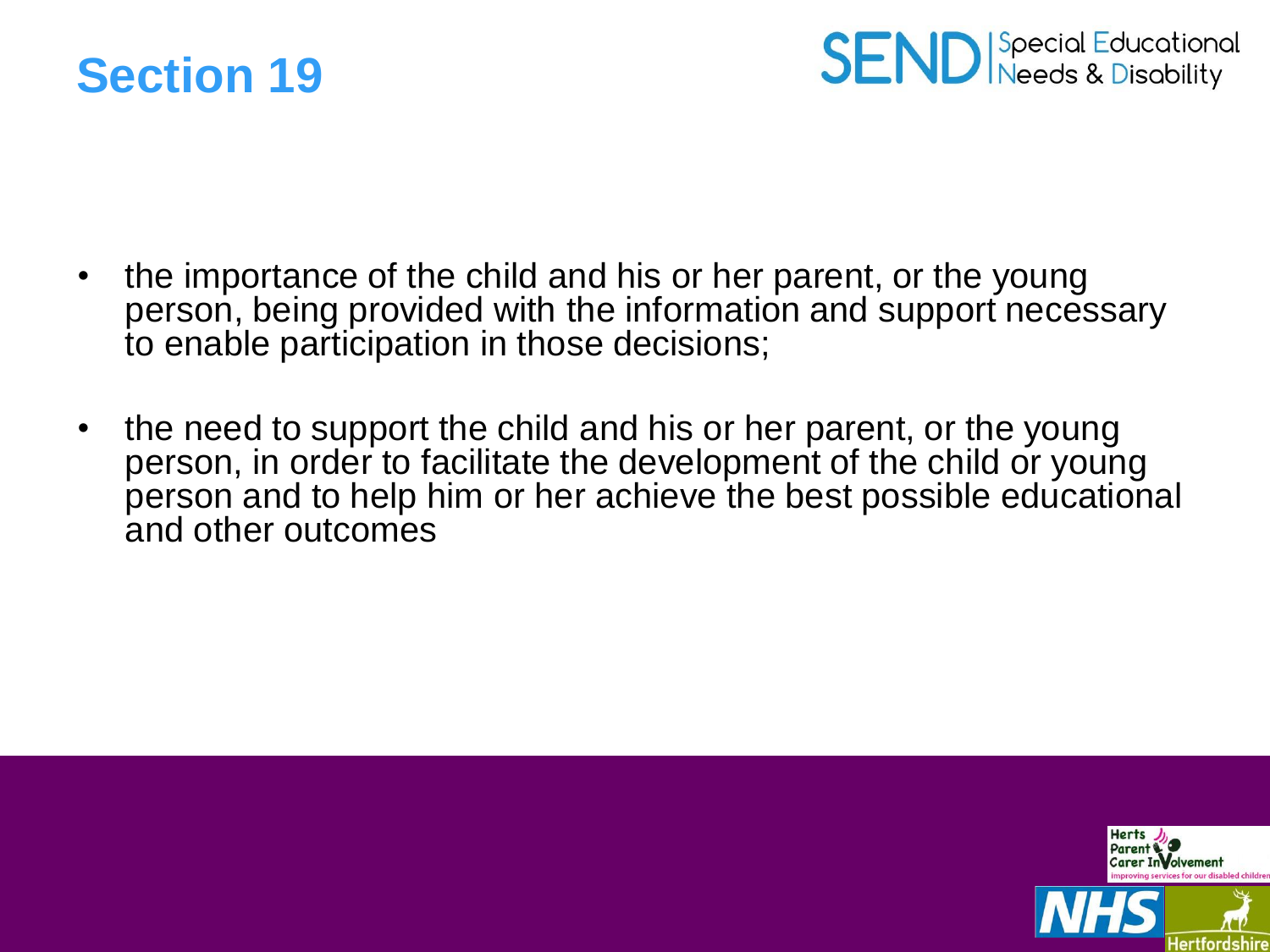# Section 19

- the importance of the child and his or her parent, or the young person, being provided with the information and support necessary to enable participation in those decisions;

- the need to support the child and his or her parent, or the young person, in order to facilitate the development of the child or young person and to help him or her achieve the best possible educational and other outcomes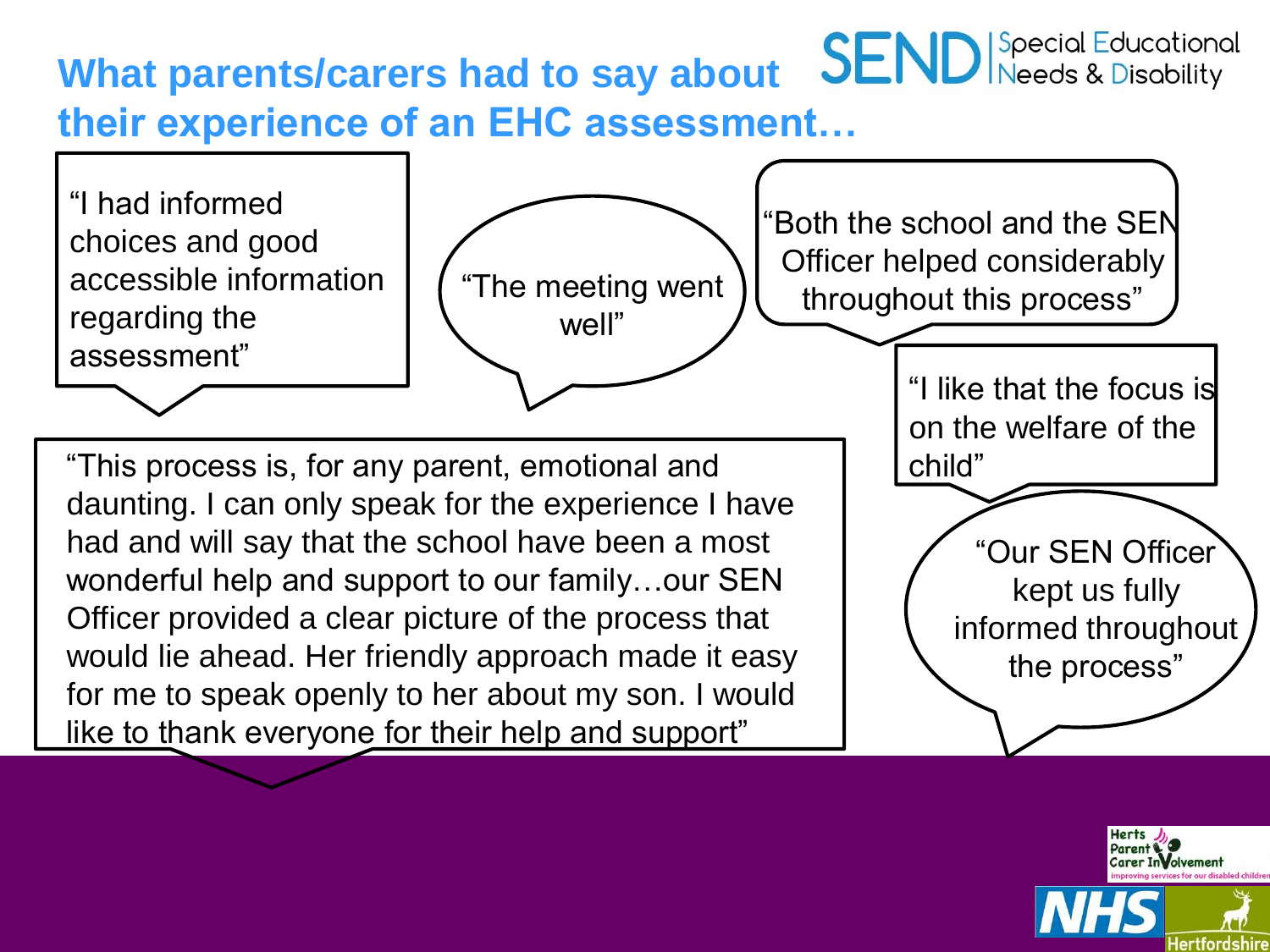# What parents/carers had to say about their experience of an EHC assessment…

**SEND** | Special Educational Needs & Disability

"I had informed choices and good accessible information regarding the assessment"

"The meeting went well"

"Both the school and the SEN Officer helped considerably throughout this process"

"I like that the focus is on the welfare of the child"

"This process is, for any parent, emotional and daunting. I can only speak for the experience I have had and will say that the school have been a most wonderful help and support to our family…our SEN Officer provided a clear picture of the process that would lie ahead. Her friendly approach made it easy for me to speak openly to her about my son. I would like to thank everyone for their help and support"

"Our SEN Officer kept us fully informed throughout the process"

Herts Parent Carer Involvement – improving services for our disabled children

NHS

Hertfordshire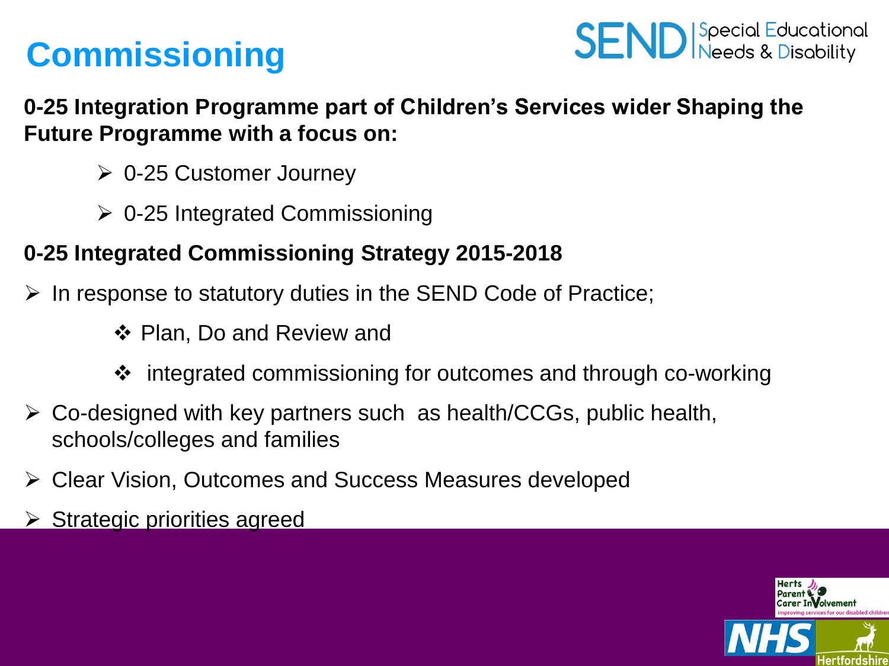# Commissioning

**0-25 Integration Programme part of Children's Services wider Shaping the Future Programme with a focus on:**

- 0-25 Customer Journey
- 0-25 Integrated Commissioning

**0-25 Integrated Commissioning Strategy 2015-2018**

- In response to statutory duties in the SEND Code of Practice;
  - Plan, Do and Review and
  - integrated commissioning for outcomes and through co-working
- Co-designed with key partners such as health/CCGs, public health, schools/colleges and families
- Clear Vision, Outcomes and Success Measures developed
- Strategic priorities agreed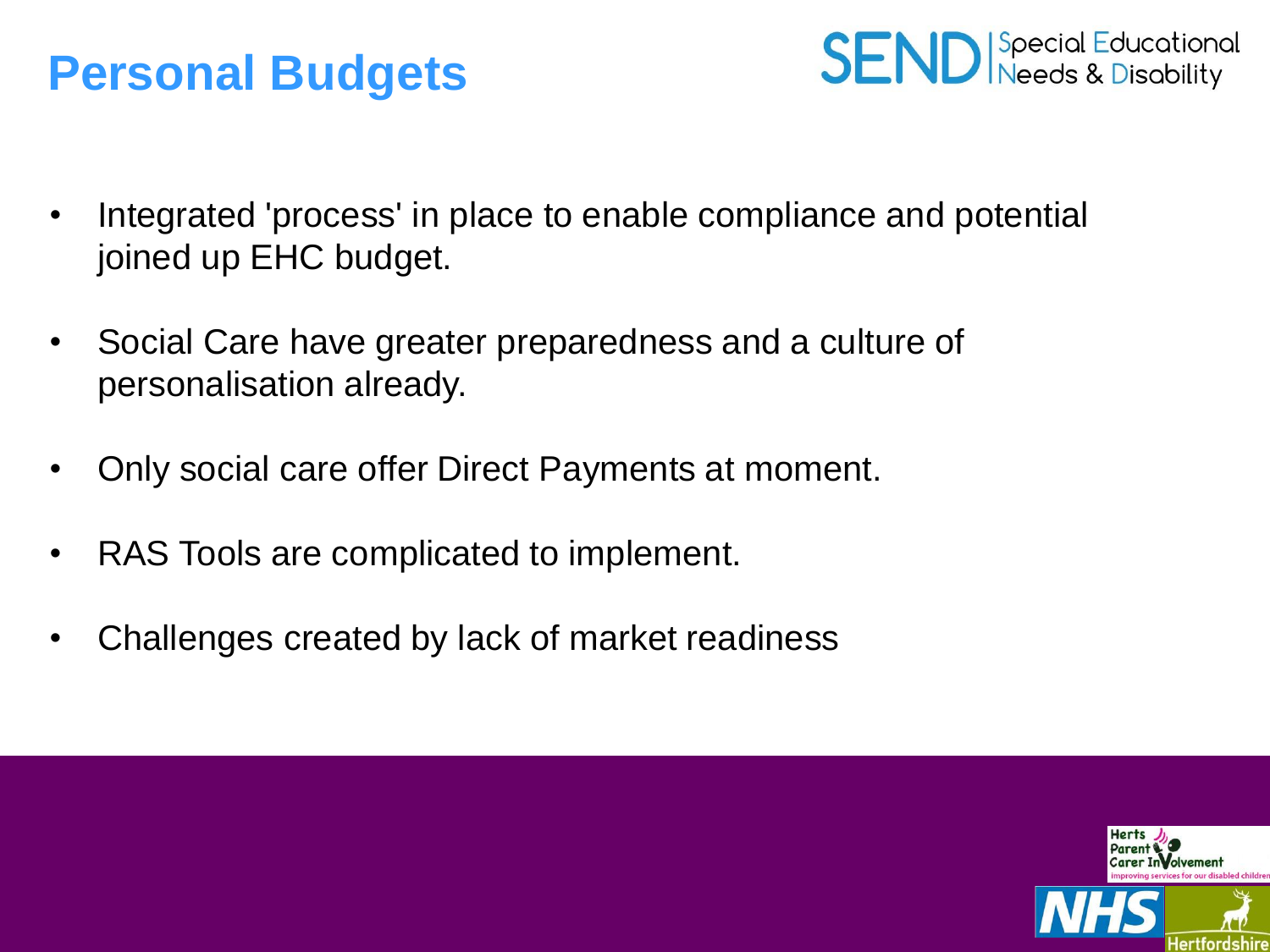# Personal Budgets

- Integrated 'process' in place to enable compliance and potential joined up EHC budget.
- Social Care have greater preparedness and a culture of personalisation already.
- Only social care offer Direct Payments at moment.
- RAS Tools are complicated to implement.
- Challenges created by lack of market readiness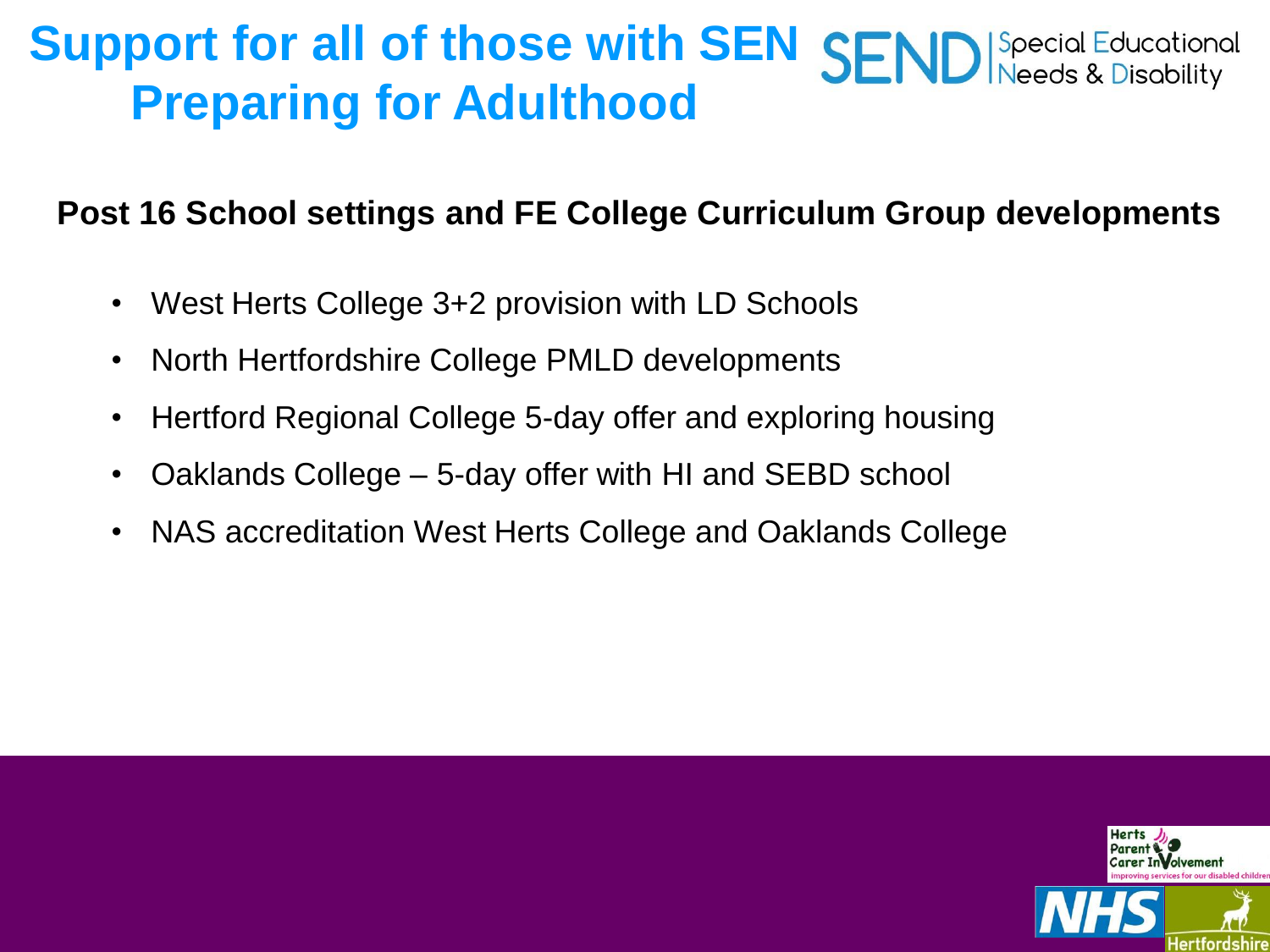# Support for all of those with SEN Preparing for Adulthood

SEND | Special Educational Needs & Disability

**Post 16 School settings and FE College Curriculum Group developments**

- West Herts College 3+2 provision with LD Schools
- North Hertfordshire College PMLD developments
- Hertford Regional College 5-day offer and exploring housing
- Oaklands College – 5-day offer with HI and SEBD school
- NAS accreditation West Herts College and Oaklands College

Herts Parent Carer Involvement – improving services for our disabled children

NHS

Hertfordshire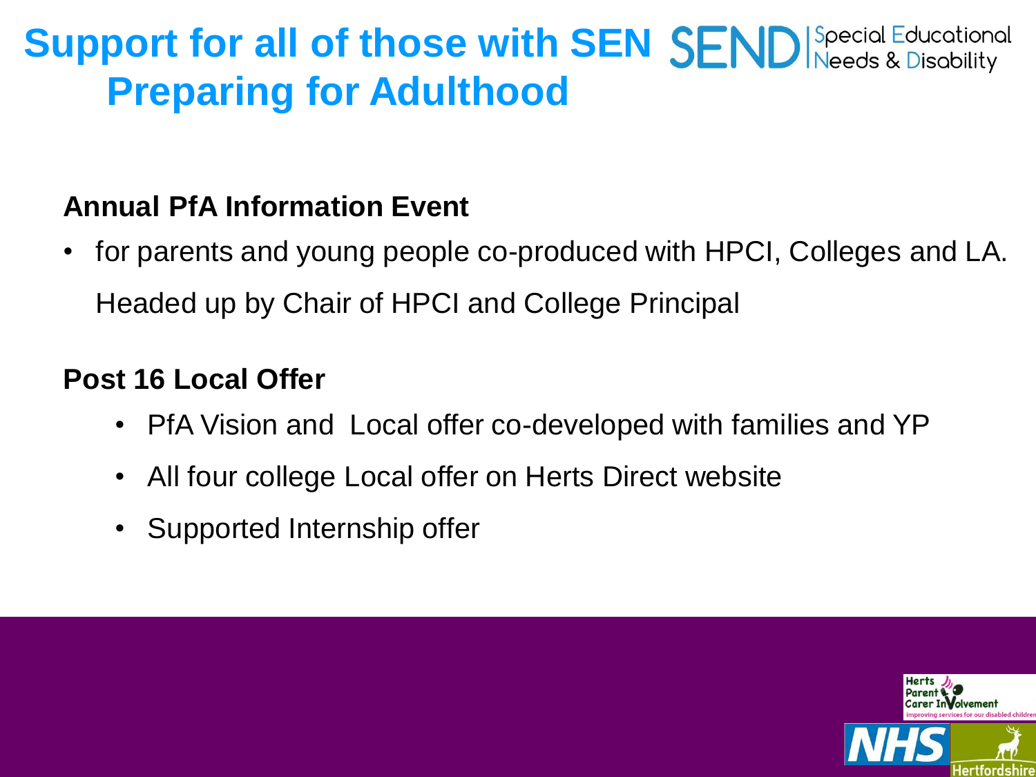# Support for all of those with SEN Preparing for Adulthood

SEND | Special Educational Needs & Disability

**Annual PfA Information Event**

- for parents and young people co-produced with HPCI, Colleges and LA. Headed up by Chair of HPCI and College Principal

**Post 16 Local Offer**

- PfA Vision and Local offer co-developed with families and YP
- All four college Local offer on Herts Direct website
- Supported Internship offer

Herts Parent Carer Involvement – improving services for our disabled children

NHS

Hertfordshire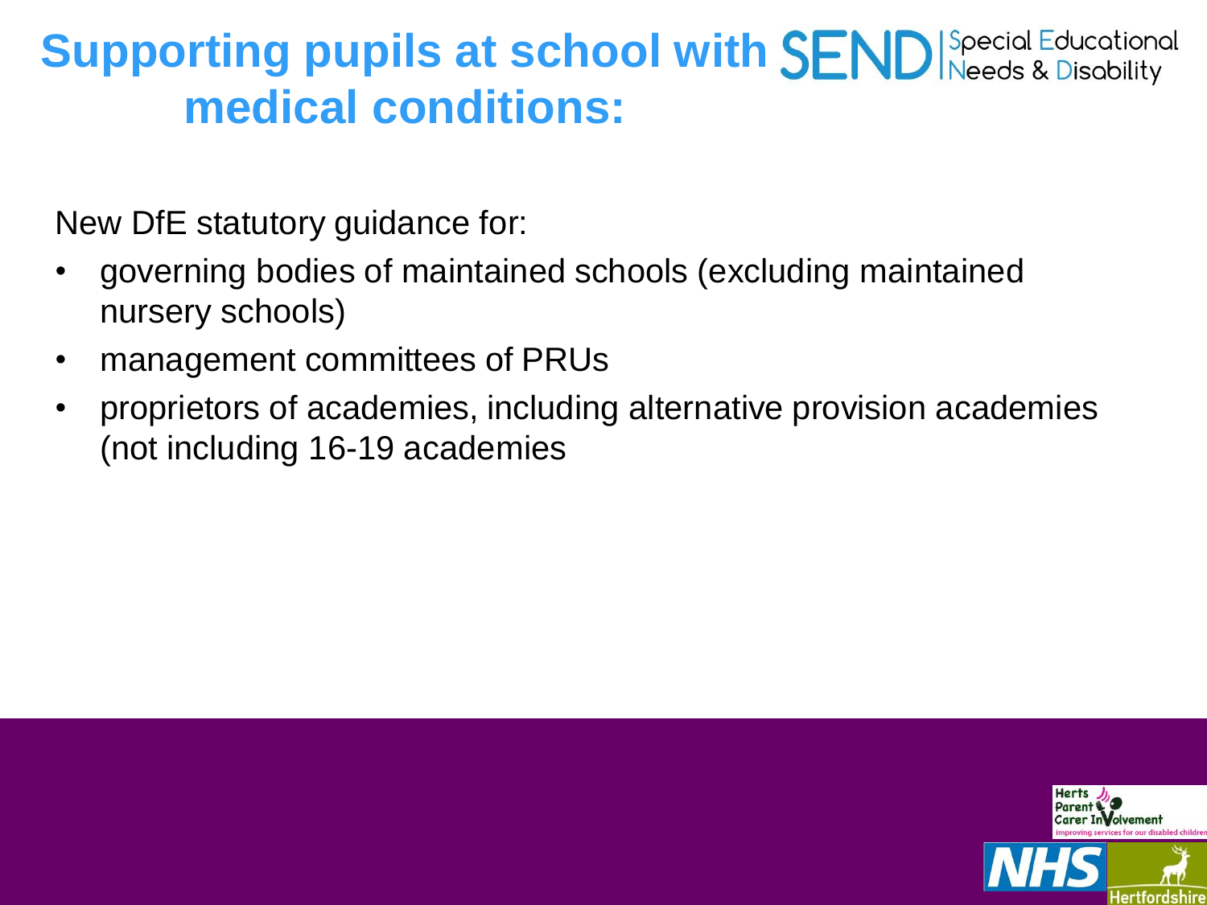# Supporting pupils at school with medical conditions:

SEND | Special Educational Needs & Disability

New DfE statutory guidance for:

- governing bodies of maintained schools (excluding maintained nursery schools)
- management committees of PRUs
- proprietors of academies, including alternative provision academies (not including 16-19 academies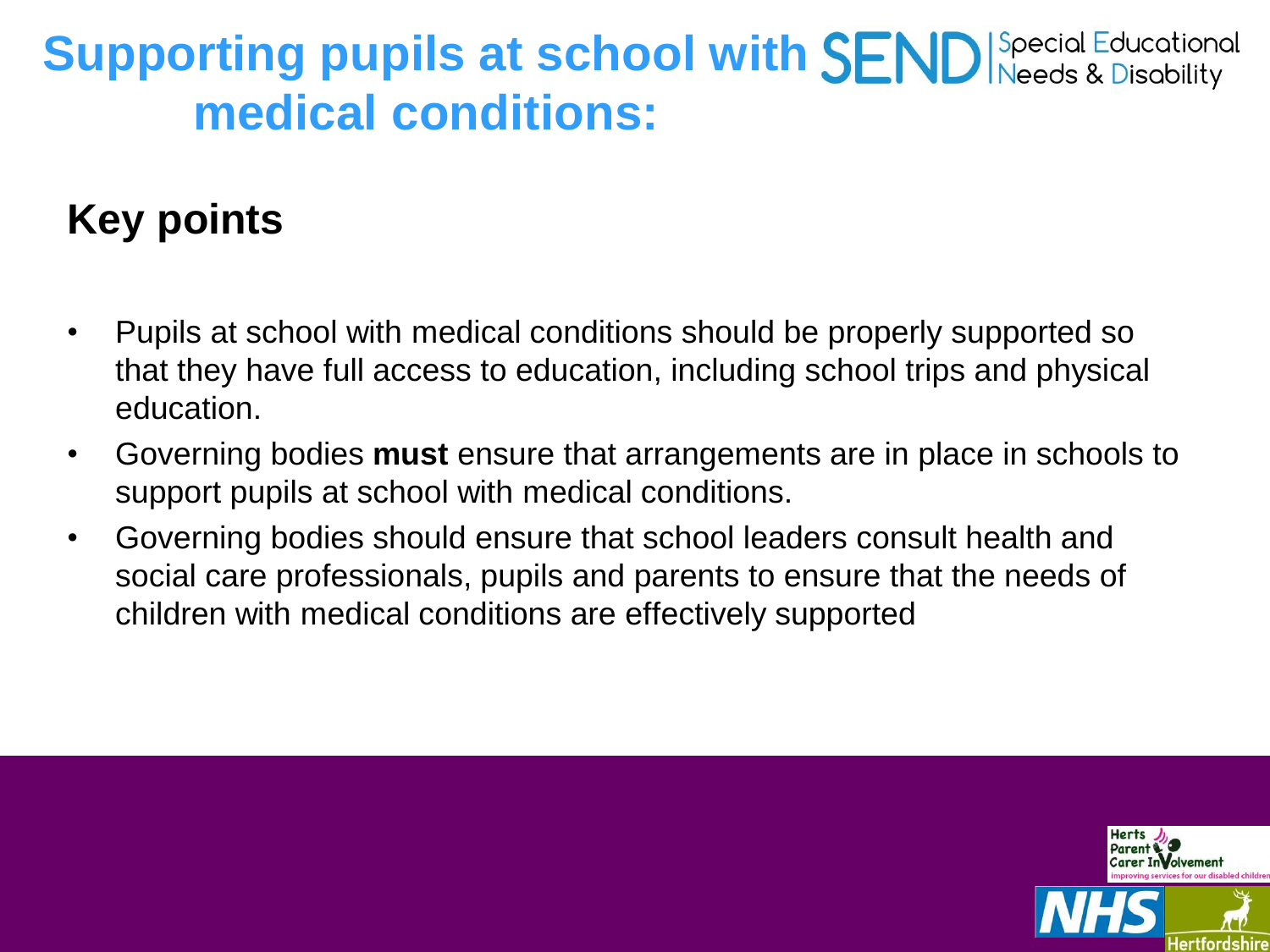# Supporting pupils at school with medical conditions:

SEND | Special Educational Needs & Disability

## Key points

- Pupils at school with medical conditions should be properly supported so that they have full access to education, including school trips and physical education.
- Governing bodies **must** ensure that arrangements are in place in schools to support pupils at school with medical conditions.
- Governing bodies should ensure that school leaders consult health and social care professionals, pupils and parents to ensure that the needs of children with medical conditions are effectively supported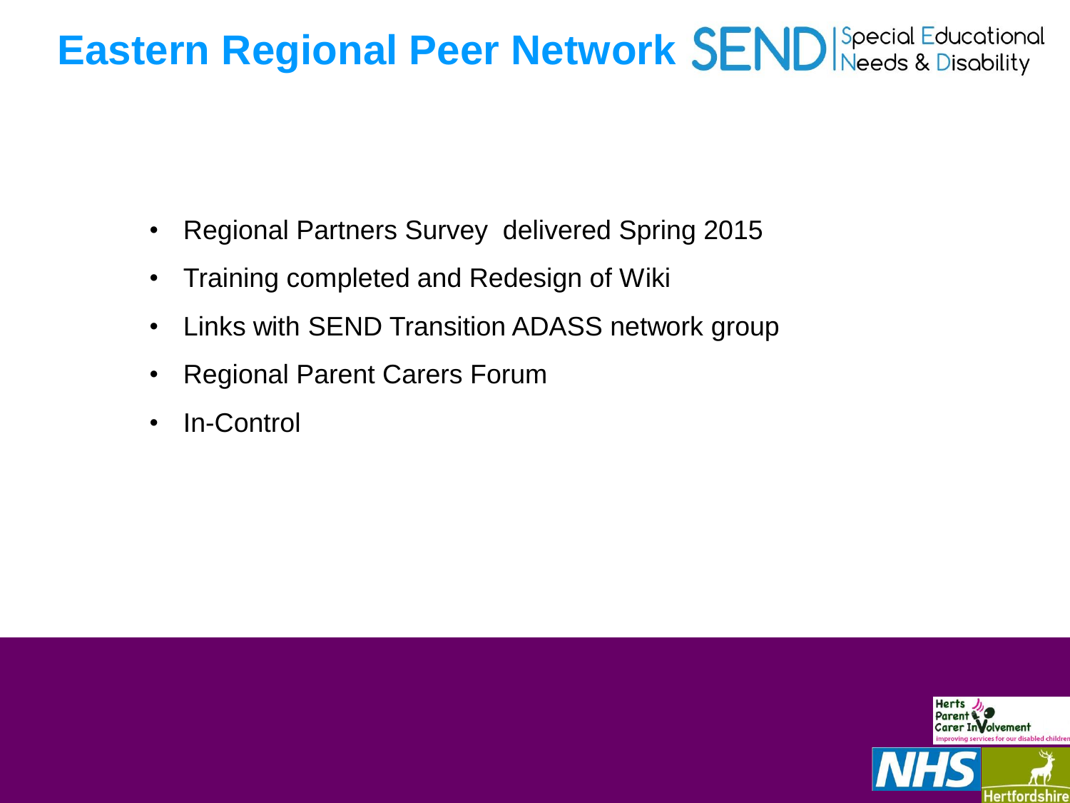# Eastern Regional Peer Network

SEND | Special Educational Needs & Disability

- Regional Partners Survey delivered Spring 2015
- Training completed and Redesign of Wiki
- Links with SEND Transition ADASS network group
- Regional Parent Carers Forum
- In-Control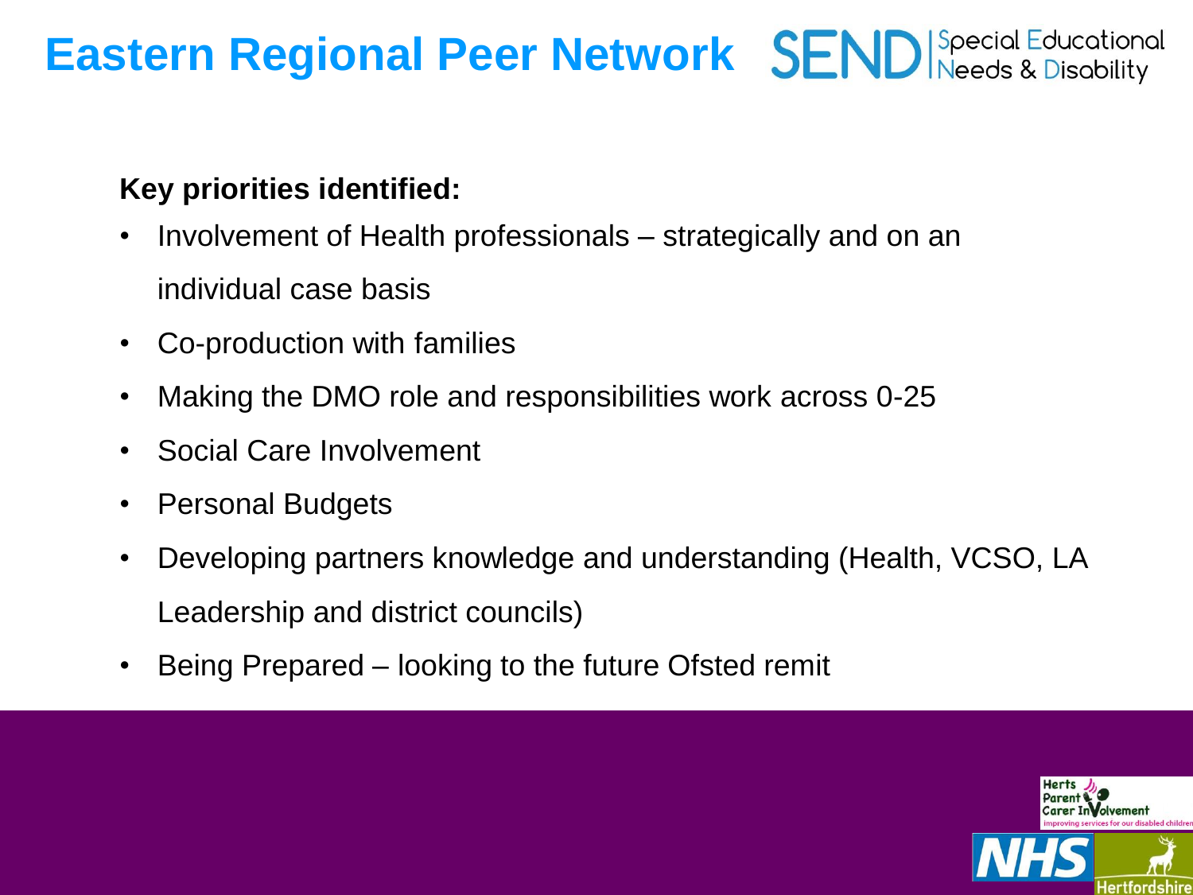# Eastern Regional Peer Network

SEND Special Educational Needs & Disability

**Key priorities identified:**

- Involvement of Health professionals – strategically and on an individual case basis
- Co-production with families
- Making the DMO role and responsibilities work across 0-25
- Social Care Involvement
- Personal Budgets
- Developing partners knowledge and understanding (Health, VCSO, LA Leadership and district councils)
- Being Prepared – looking to the future Ofsted remit